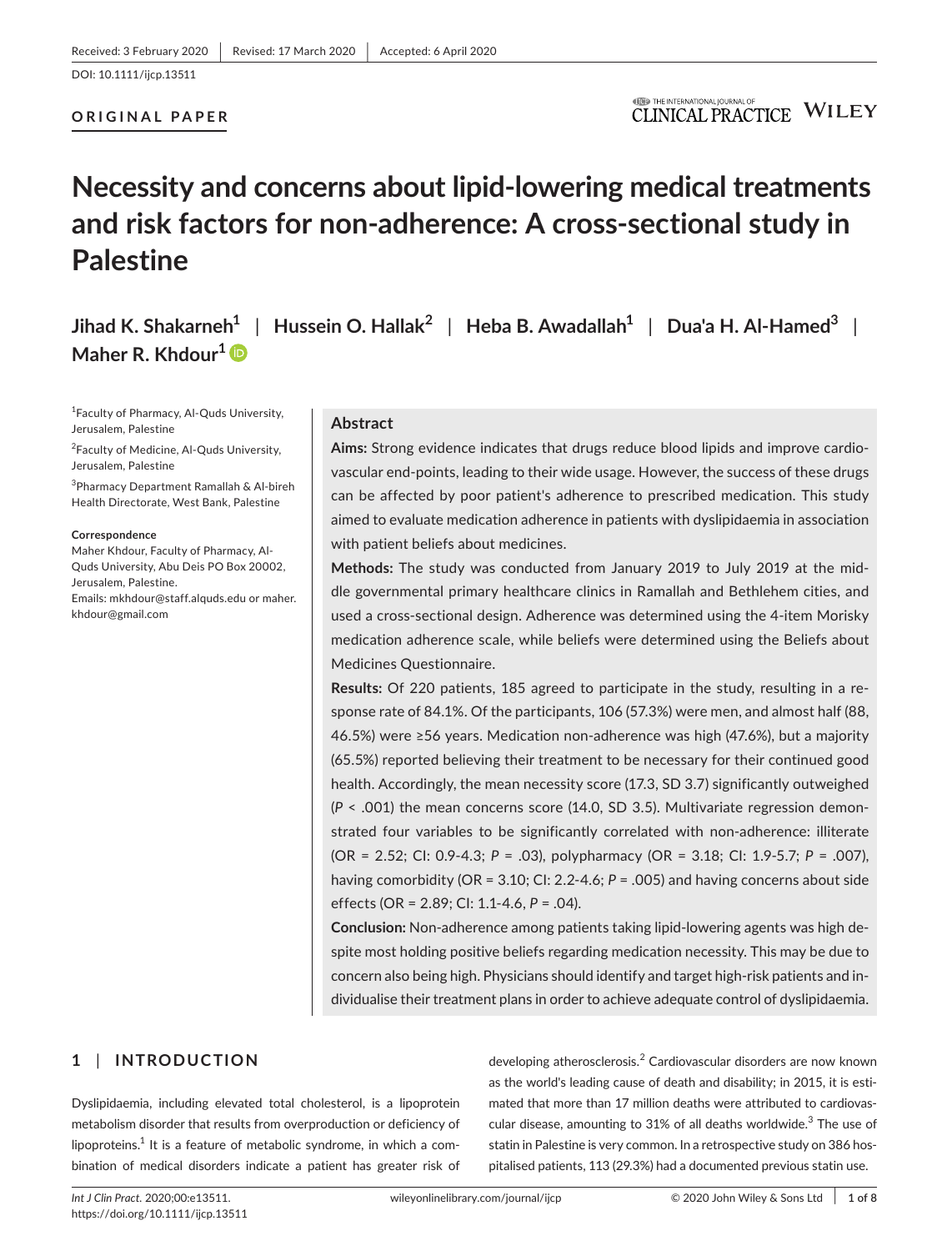Received: 3 February 2020 | Revised: 17 March 2020 | Accepted: 6 April 2020

DOI: 10.1111/ijcp.13511

**ORIGINAL PAPER**

# Necessity and concerns about lipid-lowering medical treatments and risk factors for non-adherence: A cross-sectional study in Palestine

**Jihad K. Shakarneh**[1] | **Hussein O. Hallak**[2] | **Heba B. Awadallah**[1] | **Dua'a H. Al-Hamed**[3] | **Maher R. Khdour**[1]

[1]Faculty of Pharmacy, Al-Quds University, Jerusalem, Palestine

[2]Faculty of Medicine, Al-Quds University, Jerusalem, Palestine

[3]Pharmacy Department Ramallah & Al-bireh Health Directorate, West Bank, Palestine

**Correspondence**
Maher Khdour, Faculty of Pharmacy, Al-Quds University, Abu Deis PO Box 20002, Jerusalem, Palestine.
Emails: mkhdour@staff.alquds.edu or maher.khdour@gmail.com

## Abstract

**Aims:** Strong evidence indicates that drugs reduce blood lipids and improve cardiovascular end-points, leading to their wide usage. However, the success of these drugs can be affected by poor patient's adherence to prescribed medication. This study aimed to evaluate medication adherence in patients with dyslipidaemia in association with patient beliefs about medicines.

**Methods:** The study was conducted from January 2019 to July 2019 at the middle governmental primary healthcare clinics in Ramallah and Bethlehem cities, and used a cross-sectional design. Adherence was determined using the 4-item Morisky medication adherence scale, while beliefs were determined using the Beliefs about Medicines Questionnaire.

**Results:** Of 220 patients, 185 agreed to participate in the study, resulting in a response rate of 84.1%. Of the participants, 106 (57.3%) were men, and almost half (88, 46.5%) were ≥56 years. Medication non-adherence was high (47.6%), but a majority (65.5%) reported believing their treatment to be necessary for their continued good health. Accordingly, the mean necessity score (17.3, SD 3.7) significantly outweighed ($P < .001$) the mean concerns score (14.0, SD 3.5). Multivariate regression demonstrated four variables to be significantly correlated with non-adherence: illiterate (OR = 2.52; CI: 0.9-4.3; $P = .03$), polypharmacy (OR = 3.18; CI: 1.9-5.7; $P = .007$), having comorbidity (OR = 3.10; CI: 2.2-4.6; $P = .005$) and having concerns about side effects (OR = 2.89; CI: 1.1-4.6, $P = .04$).

**Conclusion:** Non-adherence among patients taking lipid-lowering agents was high despite most holding positive beliefs regarding medication necessity. This may be due to concern also being high. Physicians should identify and target high-risk patients and individualise their treatment plans in order to achieve adequate control of dyslipidaemia.

## 1 | INTRODUCTION

Dyslipidaemia, including elevated total cholesterol, is a lipoprotein metabolism disorder that results from overproduction or deficiency of lipoproteins.[1] It is a feature of metabolic syndrome, in which a combination of medical disorders indicate a patient has greater risk of developing atherosclerosis.[2] Cardiovascular disorders are now known as the world's leading cause of death and disability; in 2015, it is estimated that more than 17 million deaths were attributed to cardiovascular disease, amounting to 31% of all deaths worldwide.[3] The use of statin in Palestine is very common. In a retrospective study on 386 hospitalised patients, 113 (29.3%) had a documented previous statin use.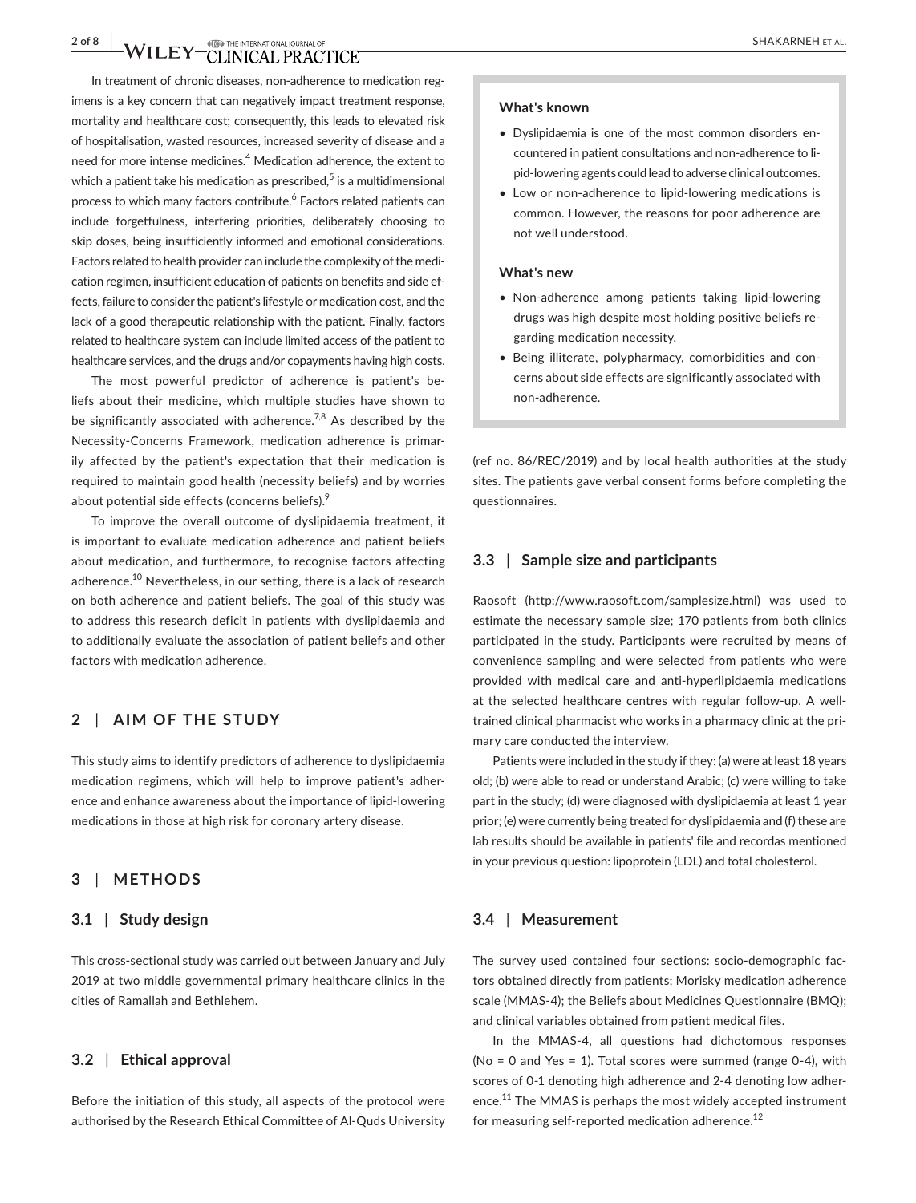In treatment of chronic diseases, non-adherence to medication regimens is a key concern that can negatively impact treatment response, mortality and healthcare cost; consequently, this leads to elevated risk of hospitalisation, wasted resources, increased severity of disease and a need for more intense medicines.[4] Medication adherence, the extent to which a patient take his medication as prescribed,[5] is a multidimensional process to which many factors contribute.[6] Factors related patients can include forgetfulness, interfering priorities, deliberately choosing to skip doses, being insufficiently informed and emotional considerations. Factors related to health provider can include the complexity of the medication regimen, insufficient education of patients on benefits and side effects, failure to consider the patient's lifestyle or medication cost, and the lack of a good therapeutic relationship with the patient. Finally, factors related to healthcare system can include limited access of the patient to healthcare services, and the drugs and/or copayments having high costs.

The most powerful predictor of adherence is patient's beliefs about their medicine, which multiple studies have shown to be significantly associated with adherence.[7,8] As described by the Necessity-Concerns Framework, medication adherence is primarily affected by the patient's expectation that their medication is required to maintain good health (necessity beliefs) and by worries about potential side effects (concerns beliefs).[9]

To improve the overall outcome of dyslipidaemia treatment, it is important to evaluate medication adherence and patient beliefs about medication, and furthermore, to recognise factors affecting adherence.[10] Nevertheless, in our setting, there is a lack of research on both adherence and patient beliefs. The goal of this study was to address this research deficit in patients with dyslipidaemia and to additionally evaluate the association of patient beliefs and other factors with medication adherence.

**What's known**

- Dyslipidaemia is one of the most common disorders encountered in patient consultations and non-adherence to lipid-lowering agents could lead to adverse clinical outcomes.
- Low or non-adherence to lipid-lowering medications is common. However, the reasons for poor adherence are not well understood.

**What's new**

- Non-adherence among patients taking lipid-lowering drugs was high despite most holding positive beliefs regarding medication necessity.
- Being illiterate, polypharmacy, comorbidities and concerns about side effects are significantly associated with non-adherence.

## 2 | AIM OF THE STUDY

This study aims to identify predictors of adherence to dyslipidaemia medication regimens, which will help to improve patient's adherence and enhance awareness about the importance of lipid-lowering medications in those at high risk for coronary artery disease.

## 3 | METHODS

### 3.1 | Study design

This cross-sectional study was carried out between January and July 2019 at two middle governmental primary healthcare clinics in the cities of Ramallah and Bethlehem.

### 3.2 | Ethical approval

Before the initiation of this study, all aspects of the protocol were authorised by the Research Ethical Committee of Al-Quds University (ref no. 86/REC/2019) and by local health authorities at the study sites. The patients gave verbal consent forms before completing the questionnaires.

### 3.3 | Sample size and participants

Raosoft (http://www.raosoft.com/samplesize.html) was used to estimate the necessary sample size; 170 patients from both clinics participated in the study. Participants were recruited by means of convenience sampling and were selected from patients who were provided with medical care and anti-hyperlipidaemia medications at the selected healthcare centres with regular follow-up. A well-trained clinical pharmacist who works in a pharmacy clinic at the primary care conducted the interview.

Patients were included in the study if they: (a) were at least 18 years old; (b) were able to read or understand Arabic; (c) were willing to take part in the study; (d) were diagnosed with dyslipidaemia at least 1 year prior; (e) were currently being treated for dyslipidaemia and (f) these are lab results should be available in patients' file and recordas mentioned in your previous question: lipoprotein (LDL) and total cholesterol.

### 3.4 | Measurement

The survey used contained four sections: socio-demographic factors obtained directly from patients; Morisky medication adherence scale (MMAS-4); the Beliefs about Medicines Questionnaire (BMQ); and clinical variables obtained from patient medical files.

In the MMAS-4, all questions had dichotomous responses (No = 0 and Yes = 1). Total scores were summed (range 0-4), with scores of 0-1 denoting high adherence and 2-4 denoting low adherence.[11] The MMAS is perhaps the most widely accepted instrument for measuring self-reported medication adherence.[12]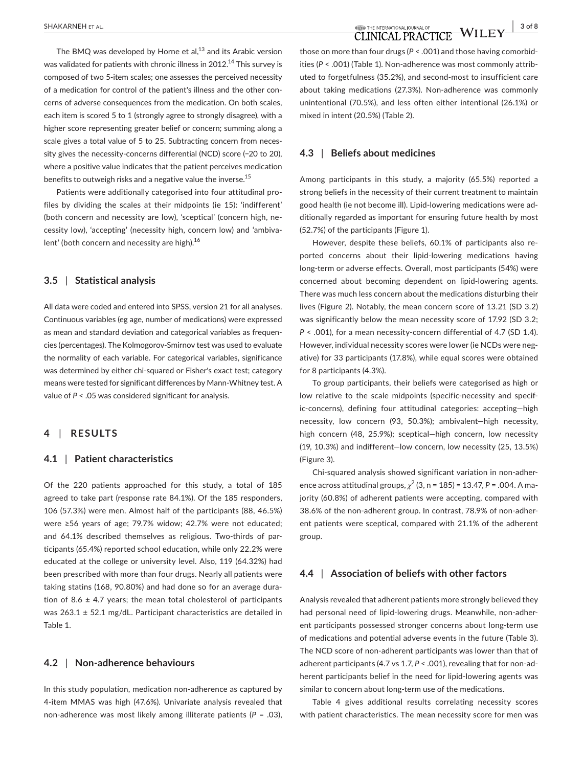The BMQ was developed by Horne et al,[13] and its Arabic version was validated for patients with chronic illness in 2012.[14] This survey is composed of two 5-item scales; one assesses the perceived necessity of a medication for control of the patient's illness and the other concerns of adverse consequences from the medication. On both scales, each item is scored 5 to 1 (strongly agree to strongly disagree), with a higher score representing greater belief or concern; summing along a scale gives a total value of 5 to 25. Subtracting concern from necessity gives the necessity-concerns differential (NCD) score (−20 to 20), where a positive value indicates that the patient perceives medication benefits to outweigh risks and a negative value the inverse.[15]

Patients were additionally categorised into four attitudinal profiles by dividing the scales at their midpoints (ie 15): 'indifferent' (both concern and necessity are low), 'sceptical' (concern high, necessity low), 'accepting' (necessity high, concern low) and 'ambivalent' (both concern and necessity are high).[16]

### 3.5 | Statistical analysis

All data were coded and entered into SPSS, version 21 for all analyses. Continuous variables (eg age, number of medications) were expressed as mean and standard deviation and categorical variables as frequencies (percentages). The Kolmogorov-Smirnov test was used to evaluate the normality of each variable. For categorical variables, significance was determined by either chi-squared or Fisher's exact test; category means were tested for significant differences by Mann-Whitney test. A value of $P < .05$ was considered significant for analysis.

## 4 | RESULTS

### 4.1 | Patient characteristics

Of the 220 patients approached for this study, a total of 185 agreed to take part (response rate 84.1%). Of the 185 responders, 106 (57.3%) were men. Almost half of the participants (88, 46.5%) were ≥56 years of age; 79.7% widow; 42.7% were not educated; and 64.1% described themselves as religious. Two-thirds of participants (65.4%) reported school education, while only 22.2% were educated at the college or university level. Also, 119 (64.32%) had been prescribed with more than four drugs. Nearly all patients were taking statins (168, 90.80%) and had done so for an average duration of 8.6 ± 4.7 years; the mean total cholesterol of participants was 263.1 ± 52.1 mg/dL. Participant characteristics are detailed in Table 1.

### 4.2 | Non-adherence behaviours

In this study population, medication non-adherence as captured by 4-item MMAS was high (47.6%). Univariate analysis revealed that non-adherence was most likely among illiterate patients ($P = .03$), those on more than four drugs ($P < .001$) and those having comorbidities ($P < .001$) (Table 1). Non-adherence was most commonly attributed to forgetfulness (35.2%), and second-most to insufficient care about taking medications (27.3%). Non-adherence was commonly unintentional (70.5%), and less often either intentional (26.1%) or mixed in intent (20.5%) (Table 2).

### 4.3 | Beliefs about medicines

Among participants in this study, a majority (65.5%) reported a strong beliefs in the necessity of their current treatment to maintain good health (ie not become ill). Lipid-lowering medications were additionally regarded as important for ensuring future health by most (52.7%) of the participants (Figure 1).

However, despite these beliefs, 60.1% of participants also reported concerns about their lipid-lowering medications having long-term or adverse effects. Overall, most participants (54%) were concerned about becoming dependent on lipid-lowering agents. There was much less concern about the medications disturbing their lives (Figure 2). Notably, the mean concern score of 13.21 (SD 3.2) was significantly below the mean necessity score of 17.92 (SD 3.2; $P < .001$), for a mean necessity-concern differential of 4.7 (SD 1.4). However, individual necessity scores were lower (ie NCDs were negative) for 33 participants (17.8%), while equal scores were obtained for 8 participants (4.3%).

To group participants, their beliefs were categorised as high or low relative to the scale midpoints (specific-necessity and specific-concerns), defining four attitudinal categories: accepting—high necessity, low concern (93, 50.3%); ambivalent—high necessity, high concern (48, 25.9%); sceptical—high concern, low necessity (19, 10.3%) and indifferent—low concern, low necessity (25, 13.5%) (Figure 3).

Chi-squared analysis showed significant variation in non-adherence across attitudinal groups, $\chi^2$ (3, n = 185) = 13.47, $P = .004$. A majority (60.8%) of adherent patients were accepting, compared with 38.6% of the non-adherent group. In contrast, 78.9% of non-adherent patients were sceptical, compared with 21.1% of the adherent group.

### 4.4 | Association of beliefs with other factors

Analysis revealed that adherent patients more strongly believed they had personal need of lipid-lowering drugs. Meanwhile, non-adherent participants possessed stronger concerns about long-term use of medications and potential adverse events in the future (Table 3). The NCD score of non-adherent participants was lower than that of adherent participants (4.7 vs 1.7, $P < .001$), revealing that for non-adherent participants belief in the need for lipid-lowering agents was similar to concern about long-term use of the medications.

Table 4 gives additional results correlating necessity scores with patient characteristics. The mean necessity score for men was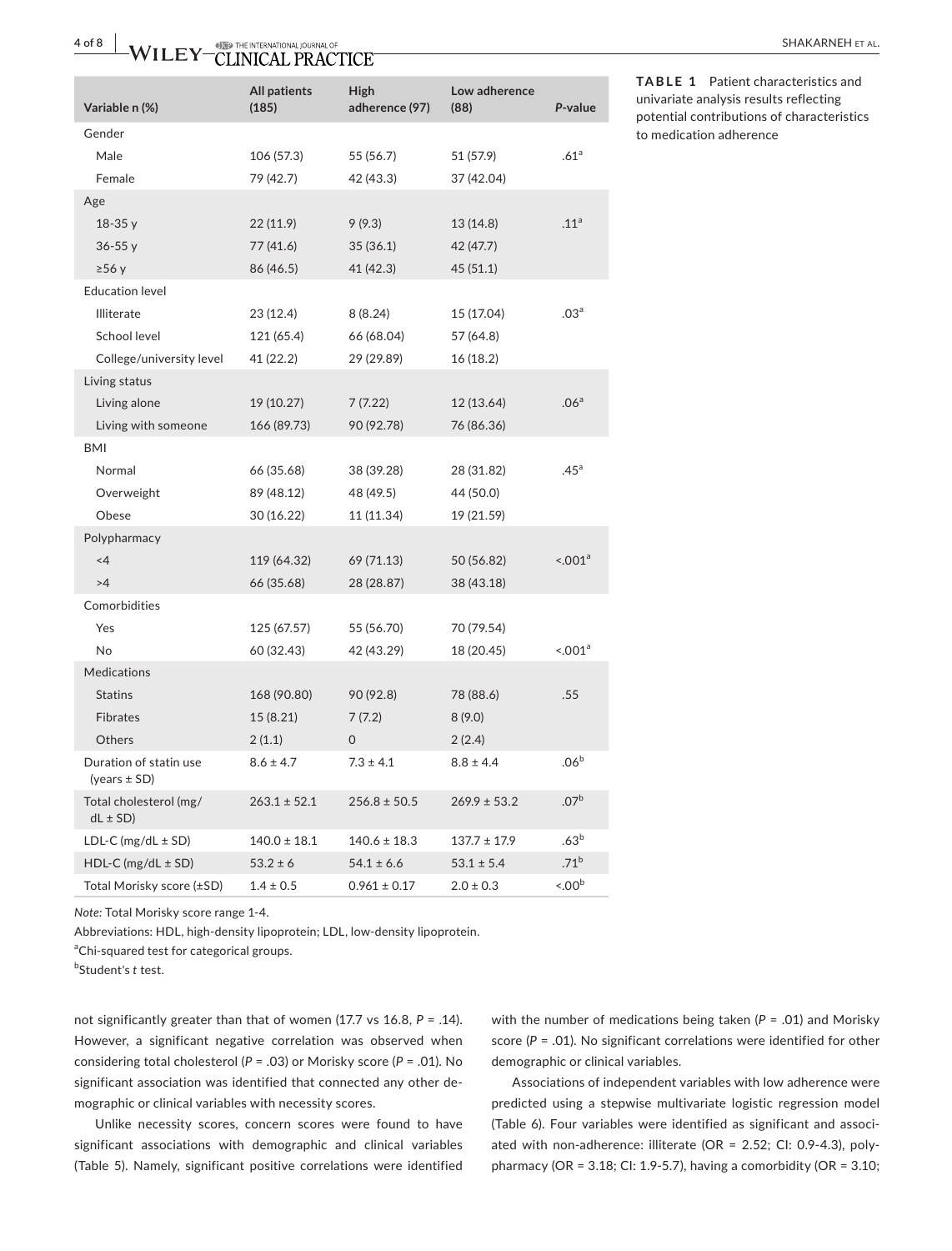**TABLE 1** Patient characteristics and univariate analysis results reflecting potential contributions of characteristics to medication adherence

| Variable n (%) | All patients (185) | High adherence (97) | Low adherence (88) | *P*-value |
|---|---|---|---|---|
| Gender | | | | |
| Male | 106 (57.3) | 55 (56.7) | 51 (57.9) | .61[a] |
| Female | 79 (42.7) | 42 (43.3) | 37 (42.04) | |
| Age | | | | |
| 18-35 y | 22 (11.9) | 9 (9.3) | 13 (14.8) | .11[a] |
| 36-55 y | 77 (41.6) | 35 (36.1) | 42 (47.7) | |
| ≥56 y | 86 (46.5) | 41 (42.3) | 45 (51.1) | |
| Education level | | | | |
| Illiterate | 23 (12.4) | 8 (8.24) | 15 (17.04) | .03[a] |
| School level | 121 (65.4) | 66 (68.04) | 57 (64.8) | |
| College/university level | 41 (22.2) | 29 (29.89) | 16 (18.2) | |
| Living status | | | | |
| Living alone | 19 (10.27) | 7 (7.22) | 12 (13.64) | .06[a] |
| Living with someone | 166 (89.73) | 90 (92.78) | 76 (86.36) | |
| BMI | | | | |
| Normal | 66 (35.68) | 38 (39.28) | 28 (31.82) | .45[a] |
| Overweight | 89 (48.12) | 48 (49.5) | 44 (50.0) | |
| Obese | 30 (16.22) | 11 (11.34) | 19 (21.59) | |
| Polypharmacy | | | | |
| <4 | 119 (64.32) | 69 (71.13) | 50 (56.82) | <.001[a] |
| >4 | 66 (35.68) | 28 (28.87) | 38 (43.18) | |
| Comorbidities | | | | |
| Yes | 125 (67.57) | 55 (56.70) | 70 (79.54) | |
| No | 60 (32.43) | 42 (43.29) | 18 (20.45) | <.001[a] |
| Medications | | | | |
| Statins | 168 (90.80) | 90 (92.8) | 78 (88.6) | .55 |
| Fibrates | 15 (8.21) | 7 (7.2) | 8 (9.0) | |
| Others | 2 (1.1) | 0 | 2 (2.4) | |
| Duration of statin use (years ± SD) | 8.6 ± 4.7 | 7.3 ± 4.1 | 8.8 ± 4.4 | .06[b] |
| Total cholesterol (mg/dL ± SD) | 263.1 ± 52.1 | 256.8 ± 50.5 | 269.9 ± 53.2 | .07[b] |
| LDL-C (mg/dL ± SD) | 140.0 ± 18.1 | 140.6 ± 18.3 | 137.7 ± 17.9 | .63[b] |
| HDL-C (mg/dL ± SD) | 53.2 ± 6 | 54.1 ± 6.6 | 53.1 ± 5.4 | .71[b] |
| Total Morisky score (±SD) | 1.4 ± 0.5 | 0.961 ± 0.17 | 2.0 ± 0.3 | <.00[b] |

*Note:* Total Morisky score range 1-4.

Abbreviations: HDL, high-density lipoprotein; LDL, low-density lipoprotein.

[a]Chi-squared test for categorical groups.

[b]Student's *t* test.

not significantly greater than that of women (17.7 vs 16.8, *P* = .14). However, a significant negative correlation was observed when considering total cholesterol (*P* = .03) or Morisky score (*P* = .01). No significant association was identified that connected any other demographic or clinical variables with necessity scores.

Unlike necessity scores, concern scores were found to have significant associations with demographic and clinical variables (Table 5). Namely, significant positive correlations were identified with the number of medications being taken (*P* = .01) and Morisky score (*P* = .01). No significant correlations were identified for other demographic or clinical variables.

Associations of independent variables with low adherence were predicted using a stepwise multivariate logistic regression model (Table 6). Four variables were identified as significant and associated with non-adherence: illiterate (OR = 2.52; CI: 0.9-4.3), polypharmacy (OR = 3.18; CI: 1.9-5.7), having a comorbidity (OR = 3.10;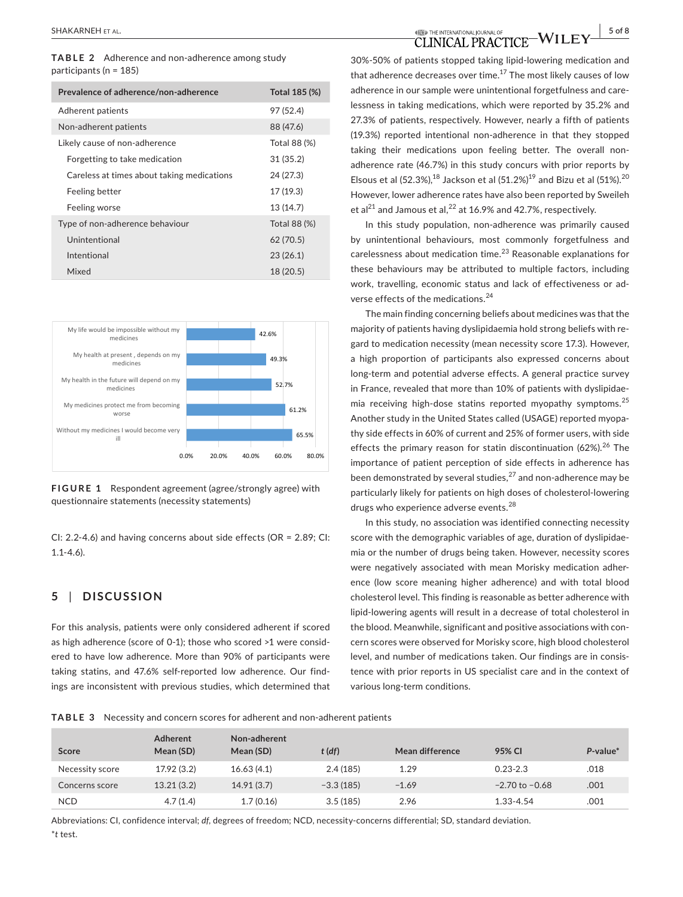**TABLE 2** Adherence and non-adherence among study participants (n = 185)

| Prevalence of adherence/non-adherence | Total 185 (%) |
|---|---|
| Adherent patients | 97 (52.4) |
| Non-adherent patients | 88 (47.6) |
| Likely cause of non-adherence | Total 88 (%) |
| Forgetting to take medication | 31 (35.2) |
| Careless at times about taking medications | 24 (27.3) |
| Feeling better | 17 (19.3) |
| Feeling worse | 13 (14.7) |
| Type of non-adherence behaviour | Total 88 (%) |
| Unintentional | 62 (70.5) |
| Intentional | 23 (26.1) |
| Mixed | 18 (20.5) |

| Statement | Agreement |
|---|---|
| My life would be impossible without my medicines | 42.6% |
| My health at present , depends on my medicines | 49.3% |
| My health in the future will depend on my medicines | 52.7% |
| My medicines protect me from becoming worse | 61.2% |
| Without my medicines I would become very ill | 65.5% |

**FIGURE 1** Respondent agreement (agree/strongly agree) with questionnaire statements (necessity statements)

CI: 2.2-4.6) and having concerns about side effects (OR = 2.89; CI: 1.1-4.6).

## 5 | DISCUSSION

For this analysis, patients were only considered adherent if scored as high adherence (score of 0-1); those who scored >1 were considered to have low adherence. More than 90% of participants were taking statins, and 47.6% self-reported low adherence. Our findings are inconsistent with previous studies, which determined that 30%-50% of patients stopped taking lipid-lowering medication and that adherence decreases over time.[17] The most likely causes of low adherence in our sample were unintentional forgetfulness and carelessness in taking medications, which were reported by 35.2% and 27.3% of patients, respectively. However, nearly a fifth of patients (19.3%) reported intentional non-adherence in that they stopped taking their medications upon feeling better. The overall non-adherence rate (46.7%) in this study concurs with prior reports by Elsous et al (52.3%),[18] Jackson et al (51.2%)[19] and Bizu et al (51%).[20] However, lower adherence rates have also been reported by Sweileh et al[21] and Jamous et al,[22] at 16.9% and 42.7%, respectively.

In this study population, non-adherence was primarily caused by unintentional behaviours, most commonly forgetfulness and carelessness about medication time.[23] Reasonable explanations for these behaviours may be attributed to multiple factors, including work, travelling, economic status and lack of effectiveness or adverse effects of the medications.[24]

The main finding concerning beliefs about medicines was that the majority of patients having dyslipidaemia hold strong beliefs with regard to medication necessity (mean necessity score 17.3). However, a high proportion of participants also expressed concerns about long-term and potential adverse effects. A general practice survey in France, revealed that more than 10% of patients with dyslipidaemia receiving high-dose statins reported myopathy symptoms.[25] Another study in the United States called (USAGE) reported myopathy side effects in 60% of current and 25% of former users, with side effects the primary reason for statin discontinuation (62%).[26] The importance of patient perception of side effects in adherence has been demonstrated by several studies,[27] and non-adherence may be particularly likely for patients on high doses of cholesterol-lowering drugs who experience adverse events.[28]

In this study, no association was identified connecting necessity score with the demographic variables of age, duration of dyslipidaemia or the number of drugs being taken. However, necessity scores were negatively associated with mean Morisky medication adherence (low score meaning higher adherence) and with total blood cholesterol level. This finding is reasonable as better adherence with lipid-lowering agents will result in a decrease of total cholesterol in the blood. Meanwhile, significant and positive associations with concern scores were observed for Morisky score, high blood cholesterol level, and number of medications taken. Our findings are in consistence with prior reports in US specialist care and in the context of various long-term conditions.

**TABLE 3** Necessity and concern scores for adherent and non-adherent patients

| Score | Adherent Mean (SD) | Non-adherent Mean (SD) | *t* (*df*) | Mean difference | 95% CI | *P*-value* |
|---|---|---|---|---|---|---|
| Necessity score | 17.92 (3.2) | 16.63 (4.1) | 2.4 (185) | 1.29 | 0.23-2.3 | .018 |
| Concerns score | 13.21 (3.2) | 14.91 (3.7) | −3.3 (185) | −1.69 | −2.70 to −0.68 | .001 |
| NCD | 4.7 (1.4) | 1.7 (0.16) | 3.5 (185) | 2.96 | 1.33-4.54 | .001 |

Abbreviations: CI, confidence interval; *df*, degrees of freedom; NCD, necessity-concerns differential; SD, standard deviation.
*\*t* test.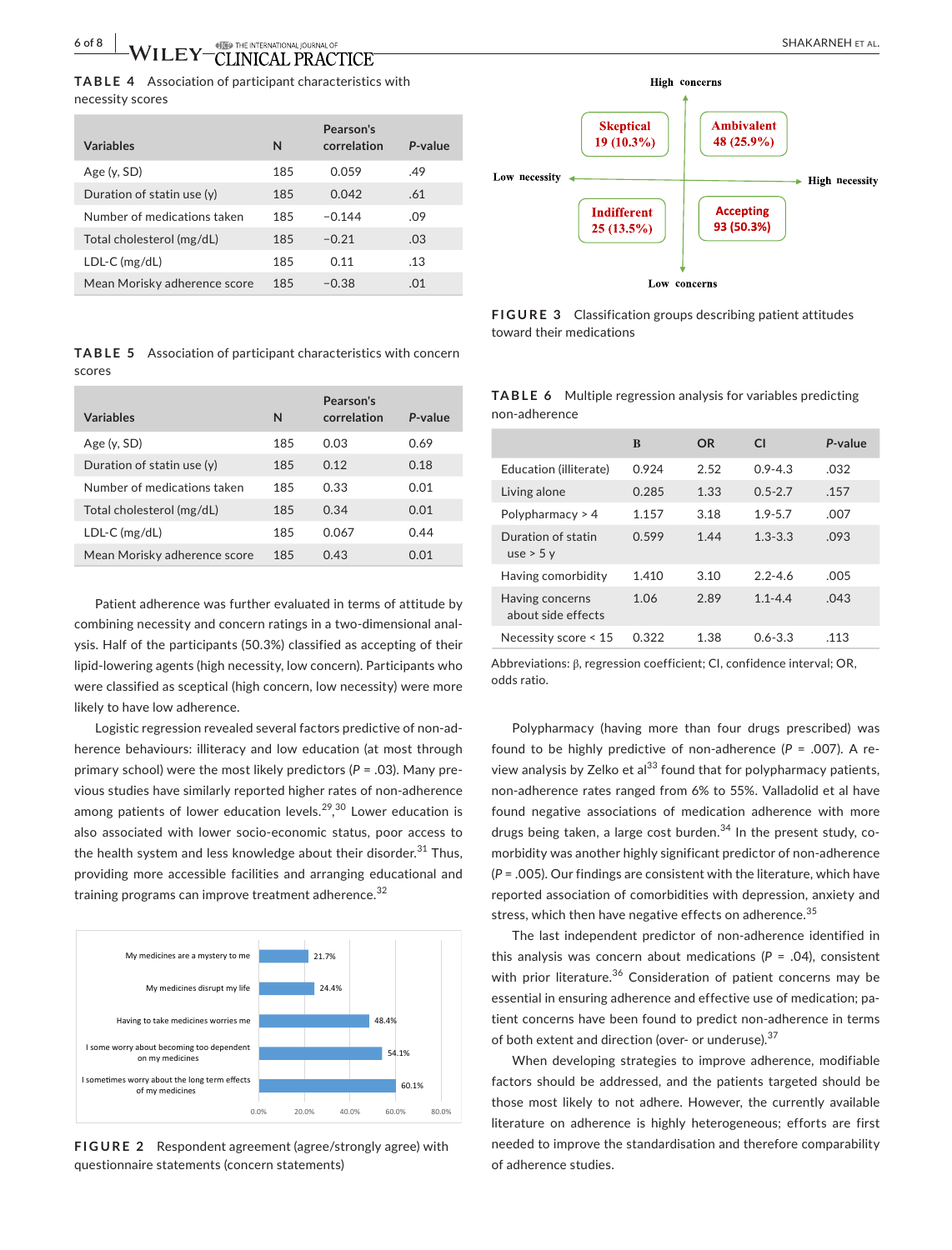**TABLE 4** Association of participant characteristics with necessity scores

| Variables | N | Pearson's correlation | P-value |
|---|---|---|---|
| Age (y, SD) | 185 | 0.059 | .49 |
| Duration of statin use (y) | 185 | 0.042 | .61 |
| Number of medications taken | 185 | −0.144 | .09 |
| Total cholesterol (mg/dL) | 185 | −0.21 | .03 |
| LDL-C (mg/dL) | 185 | 0.11 | .13 |
| Mean Morisky adherence score | 185 | −0.38 | .01 |

**TABLE 5** Association of participant characteristics with concern scores

| Variables | N | Pearson's correlation | P-value |
|---|---|---|---|
| Age (y, SD) | 185 | 0.03 | 0.69 |
| Duration of statin use (y) | 185 | 0.12 | 0.18 |
| Number of medications taken | 185 | 0.33 | 0.01 |
| Total cholesterol (mg/dL) | 185 | 0.34 | 0.01 |
| LDL-C (mg/dL) | 185 | 0.067 | 0.44 |
| Mean Morisky adherence score | 185 | 0.43 | 0.01 |

Patient adherence was further evaluated in terms of attitude by combining necessity and concern ratings in a two-dimensional analysis. Half of the participants (50.3%) classified as accepting of their lipid-lowering agents (high necessity, low concern). Participants who were classified as sceptical (high concern, low necessity) were more likely to have low adherence.

Logistic regression revealed several factors predictive of non-adherence behaviours: illiteracy and low education (at most through primary school) were the most likely predictors ($P = .03$). Many previous studies have similarly reported higher rates of non-adherence among patients of lower education levels.[29,30] Lower education is also associated with lower socio-economic status, poor access to the health system and less knowledge about their disorder.[31] Thus, providing more accessible facilities and arranging educational and training programs can improve treatment adherence.[32]

| Statement | Agreement |
|---|---|
| My medicines are a mystery to me | 21.7% |
| My medicines disrupt my life | 24.4% |
| Having to take medicines worries me | 48.4% |
| I some worry about becoming too dependent on my medicines | 54.1% |
| I sometimes worry about the long term effects of my medicines | 60.1% |

**FIGURE 2** Respondent agreement (agree/strongly agree) with questionnaire statements (concern statements)

| | Low necessity | High necessity |
|---|---|---|
| **High concerns** | Skeptical 19 (10.3%) | Ambivalent 48 (25.9%) |
| **Low concerns** | Indifferent 25 (13.5%) | Accepting 93 (50.3%) |

**FIGURE 3** Classification groups describing patient attitudes toward their medications

**TABLE 6** Multiple regression analysis for variables predicting non-adherence

| | B | OR | CI | P-value |
|---|---|---|---|---|
| Education (illiterate) | 0.924 | 2.52 | 0.9-4.3 | .032 |
| Living alone | 0.285 | 1.33 | 0.5-2.7 | .157 |
| Polypharmacy > 4 | 1.157 | 3.18 | 1.9-5.7 | .007 |
| Duration of statin use > 5 y | 0.599 | 1.44 | 1.3-3.3 | .093 |
| Having comorbidity | 1.410 | 3.10 | 2.2-4.6 | .005 |
| Having concerns about side effects | 1.06 | 2.89 | 1.1-4.4 | .043 |
| Necessity score < 15 | 0.322 | 1.38 | 0.6-3.3 | .113 |

Abbreviations: β, regression coefficient; CI, confidence interval; OR, odds ratio.

Polypharmacy (having more than four drugs prescribed) was found to be highly predictive of non-adherence ($P = .007$). A review analysis by Zelko et al[33] found that for polypharmacy patients, non-adherence rates ranged from 6% to 55%. Valladolid et al have found negative associations of medication adherence with more drugs being taken, a large cost burden.[34] In the present study, comorbidity was another highly significant predictor of non-adherence ($P = .005$). Our findings are consistent with the literature, which have reported association of comorbidities with depression, anxiety and stress, which then have negative effects on adherence.[35]

The last independent predictor of non-adherence identified in this analysis was concern about medications ($P = .04$), consistent with prior literature.[36] Consideration of patient concerns may be essential in ensuring adherence and effective use of medication; patient concerns have been found to predict non-adherence in terms of both extent and direction (over- or underuse).[37]

When developing strategies to improve adherence, modifiable factors should be addressed, and the patients targeted should be those most likely to not adhere. However, the currently available literature on adherence is highly heterogeneous; efforts are first needed to improve the standardisation and therefore comparability of adherence studies.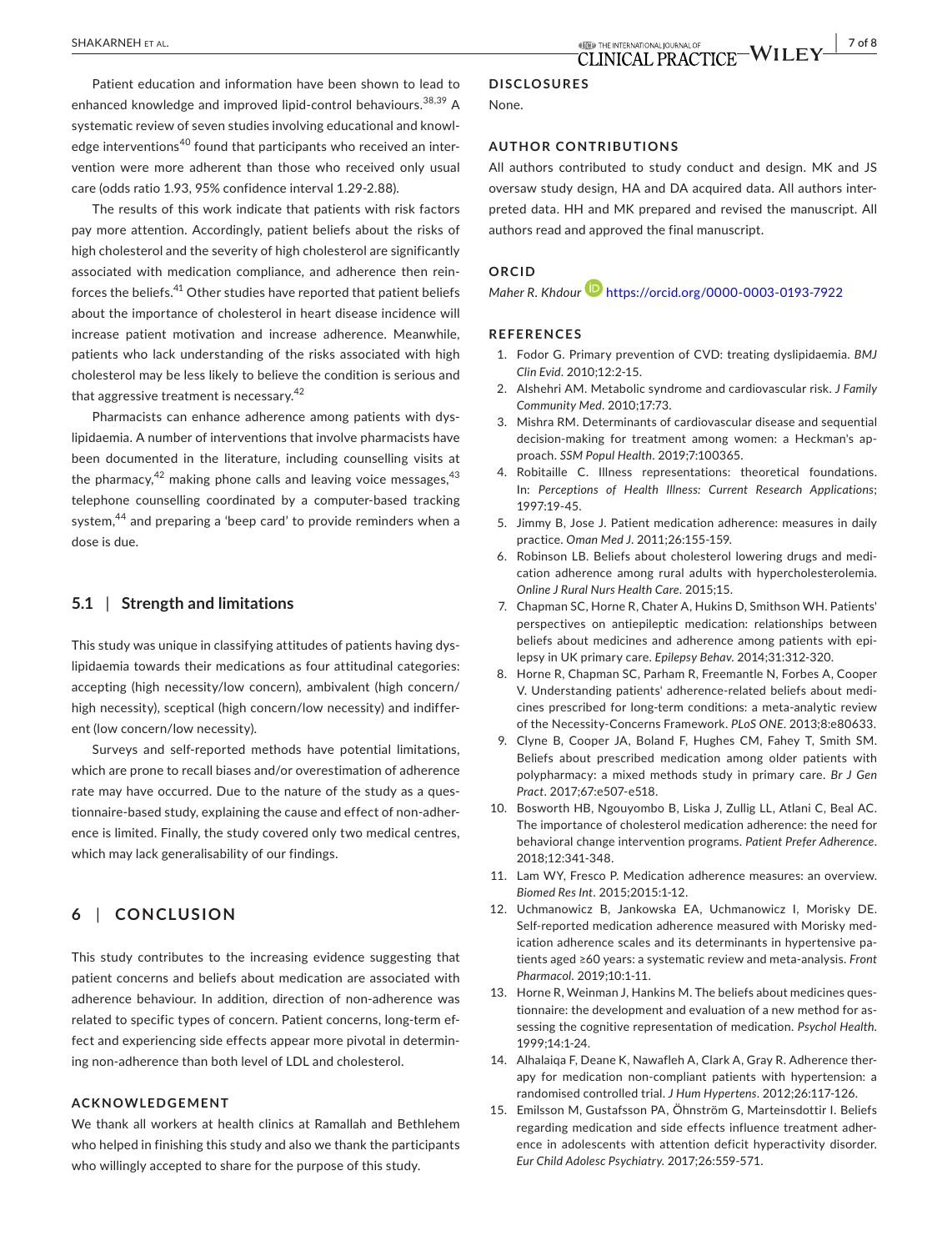Patient education and information have been shown to lead to enhanced knowledge and improved lipid-control behaviours.[38,39] A systematic review of seven studies involving educational and knowledge interventions[40] found that participants who received an intervention were more adherent than those who received only usual care (odds ratio 1.93, 95% confidence interval 1.29-2.88).

The results of this work indicate that patients with risk factors pay more attention. Accordingly, patient beliefs about the risks of high cholesterol and the severity of high cholesterol are significantly associated with medication compliance, and adherence then reinforces the beliefs.[41] Other studies have reported that patient beliefs about the importance of cholesterol in heart disease incidence will increase patient motivation and increase adherence. Meanwhile, patients who lack understanding of the risks associated with high cholesterol may be less likely to believe the condition is serious and that aggressive treatment is necessary.[42]

Pharmacists can enhance adherence among patients with dyslipidaemia. A number of interventions that involve pharmacists have been documented in the literature, including counselling visits at the pharmacy,[42] making phone calls and leaving voice messages,[43] telephone counselling coordinated by a computer-based tracking system,[44] and preparing a 'beep card' to provide reminders when a dose is due.

### 5.1 | Strength and limitations

This study was unique in classifying attitudes of patients having dyslipidaemia towards their medications as four attitudinal categories: accepting (high necessity/low concern), ambivalent (high concern/high necessity), sceptical (high concern/low necessity) and indifferent (low concern/low necessity).

Surveys and self-reported methods have potential limitations, which are prone to recall biases and/or overestimation of adherence rate may have occurred. Due to the nature of the study as a questionnaire-based study, explaining the cause and effect of non-adherence is limited. Finally, the study covered only two medical centres, which may lack generalisability of our findings.

## 6 | CONCLUSION

This study contributes to the increasing evidence suggesting that patient concerns and beliefs about medication are associated with adherence behaviour. In addition, direction of non-adherence was related to specific types of concern. Patient concerns, long-term effect and experiencing side effects appear more pivotal in determining non-adherence than both level of LDL and cholesterol.

## ACKNOWLEDGEMENT

We thank all workers at health clinics at Ramallah and Bethlehem who helped in finishing this study and also we thank the participants who willingly accepted to share for the purpose of this study.

## DISCLOSURES

None.

## AUTHOR CONTRIBUTIONS

All authors contributed to study conduct and design. MK and JS oversaw study design, HA and DA acquired data. All authors interpreted data. HH and MK prepared and revised the manuscript. All authors read and approved the final manuscript.

## ORCID

*Maher R. Khdour* https://orcid.org/0000-0003-0193-7922

## REFERENCES

1. Fodor G. Primary prevention of CVD: treating dyslipidaemia. *BMJ Clin Evid*. 2010;12:2-15.
2. Alshehri AM. Metabolic syndrome and cardiovascular risk. *J Family Community Med*. 2010;17:73.
3. Mishra RM. Determinants of cardiovascular disease and sequential decision-making for treatment among women: a Heckman's approach. *SSM Popul Health*. 2019;7:100365.
4. Robitaille C. Illness representations: theoretical foundations. In: *Perceptions of Health Illness: Current Research Applications*; 1997:19-45.
5. Jimmy B, Jose J. Patient medication adherence: measures in daily practice. *Oman Med J*. 2011;26:155-159.
6. Robinson LB. Beliefs about cholesterol lowering drugs and medication adherence among rural adults with hypercholesterolemia. *Online J Rural Nurs Health Care*. 2015;15.
7. Chapman SC, Horne R, Chater A, Hukins D, Smithson WH. Patients' perspectives on antiepileptic medication: relationships between beliefs about medicines and adherence among patients with epilepsy in UK primary care. *Epilepsy Behav*. 2014;31:312-320.
8. Horne R, Chapman SC, Parham R, Freemantle N, Forbes A, Cooper V. Understanding patients' adherence-related beliefs about medicines prescribed for long-term conditions: a meta-analytic review of the Necessity-Concerns Framework. *PLoS ONE*. 2013;8:e80633.
9. Clyne B, Cooper JA, Boland F, Hughes CM, Fahey T, Smith SM. Beliefs about prescribed medication among older patients with polypharmacy: a mixed methods study in primary care. *Br J Gen Pract*. 2017;67:e507-e518.
10. Bosworth HB, Ngouyombo B, Liska J, Zullig LL, Atlani C, Beal AC. The importance of cholesterol medication adherence: the need for behavioral change intervention programs. *Patient Prefer Adherence*. 2018;12:341-348.
11. Lam WY, Fresco P. Medication adherence measures: an overview. *Biomed Res Int*. 2015;2015:1-12.
12. Uchmanowicz B, Jankowska EA, Uchmanowicz I, Morisky DE. Self-reported medication adherence measured with Morisky medication adherence scales and its determinants in hypertensive patients aged ≥60 years: a systematic review and meta-analysis. *Front Pharmacol*. 2019;10:1-11.
13. Horne R, Weinman J, Hankins M. The beliefs about medicines questionnaire: the development and evaluation of a new method for assessing the cognitive representation of medication. *Psychol Health*. 1999;14:1-24.
14. Alhalaiqa F, Deane K, Nawafleh A, Clark A, Gray R. Adherence therapy for medication non-compliant patients with hypertension: a randomised controlled trial. *J Hum Hypertens*. 2012;26:117-126.
15. Emilsson M, Gustafsson PA, Öhnström G, Marteinsdottir I. Beliefs regarding medication and side effects influence treatment adherence in adolescents with attention deficit hyperactivity disorder. *Eur Child Adolesc Psychiatry*. 2017;26:559-571.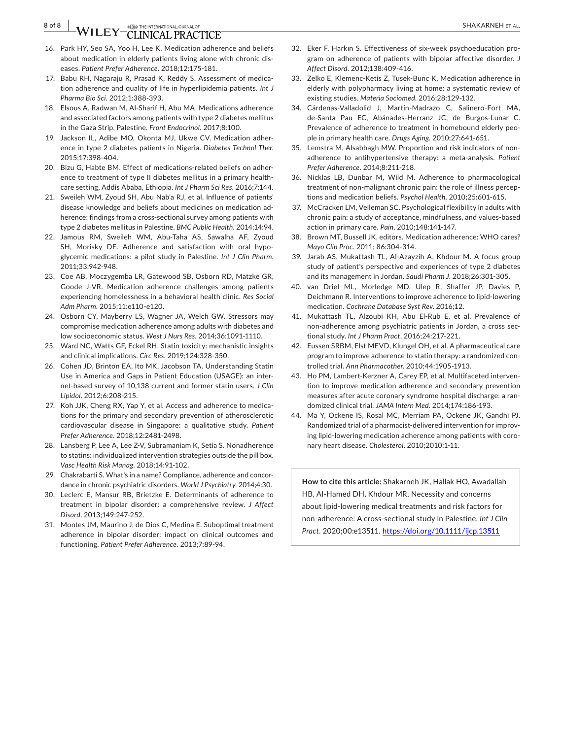16. Park HY, Seo SA, Yoo H, Lee K. Medication adherence and beliefs about medication in elderly patients living alone with chronic diseases. *Patient Prefer Adherence*. 2018;12:175-181.
17. Babu RH, Nagaraju R, Prasad K, Reddy S. Assessment of medication adherence and quality of life in hyperlipidemia patients. *Int J Pharma Bio Sci*. 2012;1:388-393.
18. Elsous A, Radwan M, Al-Sharif H, Abu MA. Medications adherence and associated factors among patients with type 2 diabetes mellitus in the Gaza Strip, Palestine. *Front Endocrinol*. 2017;8:100.
19. Jackson IL, Adibe MO, Okonta MJ, Ukwe CV. Medication adherence in type 2 diabetes patients in Nigeria. *Diabetes Technol Ther*. 2015;17:398-404.
20. Bizu G, Habte BM. Effect of medications-related beliefs on adherence to treatment of type II diabetes mellitus in a primary healthcare setting, Addis Ababa, Ethiopia. *Int J Pharm Sci Res*. 2016;7:144.
21. Sweileh WM, Zyoud SH, Abu Nab'a RJ, et al. Influence of patients' disease knowledge and beliefs about medicines on medication adherence: findings from a cross-sectional survey among patients with type 2 diabetes mellitus in Palestine. *BMC Public Health*. 2014;14:94.
22. Jamous RM, Sweileh WM, Abu-Taha AS, Sawalha AF, Zyoud SH, Morisky DE. Adherence and satisfaction with oral hypoglycemic medications: a pilot study in Palestine. *Int J Clin Pharm*. 2011;33:942-948.
23. Coe AB, Moczygemba LR, Gatewood SB, Osborn RD, Matzke GR, Goode J-VR. Medication adherence challenges among patients experiencing homelessness in a behavioral health clinic. *Res Social Adm Pharm*. 2015;11:e110-e120.
24. Osborn CY, Mayberry LS, Wagner JA, Welch GW. Stressors may compromise medication adherence among adults with diabetes and low socioeconomic status. *West J Nurs Res*. 2014;36:1091-1110.
25. Ward NC, Watts GF, Eckel RH. Statin toxicity: mechanistic insights and clinical implications. *Circ Res*. 2019;124:328-350.
26. Cohen JD, Brinton EA, Ito MK, Jacobson TA. Understanding Statin Use in America and Gaps in Patient Education (USAGE): an internet-based survey of 10,138 current and former statin users. *J Clin Lipidol*. 2012;6:208-215.
27. Koh JJK, Cheng RX, Yap Y, et al. Access and adherence to medications for the primary and secondary prevention of atherosclerotic cardiovascular disease in Singapore: a qualitative study. *Patient Prefer Adherence*. 2018;12:2481-2498.
28. Lansberg P, Lee A, Lee Z-V, Subramaniam K, Setia S. Nonadherence to statins: individualized intervention strategies outside the pill box. *Vasc Health Risk Manag*. 2018;14:91-102.
29. Chakrabarti S. What's in a name? Compliance, adherence and concordance in chronic psychiatric disorders. *World J Psychiatry*. 2014;4:30.
30. Leclerc E, Mansur RB, Brietzke E. Determinants of adherence to treatment in bipolar disorder: a comprehensive review. *J Affect Disord*. 2013;149:247-252.
31. Montes JM, Maurino J, de Dios C, Medina E. Suboptimal treatment adherence in bipolar disorder: impact on clinical outcomes and functioning. *Patient Prefer Adherence*. 2013;7:89-94.
32. Eker F, Harkın S. Effectiveness of six-week psychoeducation program on adherence of patients with bipolar affective disorder. *J Affect Disord*. 2012;138:409-416.
33. Zelko E, Klemenc-Ketis Z, Tusek-Bunc K. Medication adherence in elderly with polypharmacy living at home: a systematic review of existing studies. *Materia Sociomed*. 2016;28:129-132.
34. Cárdenas-Valladolid J, Martín-Madrazo C, Salinero-Fort MA, de-Santa Pau EC, Abánades-Herranz JC, de Burgos-Lunar C. Prevalence of adherence to treatment in homebound elderly people in primary health care. *Drugs Aging*. 2010;27:641-651.
35. Lemstra M, Alsabbagh MW. Proportion and risk indicators of nonadherence to antihypertensive therapy: a meta-analysis. *Patient Prefer Adherence*. 2014;8:211-218.
36. Nicklas LB, Dunbar M, Wild M. Adherence to pharmacological treatment of non-malignant chronic pain: the role of illness perceptions and medication beliefs. *Psychol Health*. 2010;25:601-615.
37. McCracken LM, Velleman SC. Psychological flexibility in adults with chronic pain: a study of acceptance, mindfulness, and values-based action in primary care. *Pain*. 2010;148:141-147.
38. Brown MT, Bussell JK, editors. Medication adherence: WHO cares? *Mayo Clin Proc*. 2011; 86:304-314.
39. Jarab AS, Mukattash TL, Al-Azayzih A, Khdour M. A focus group study of patient's perspective and experiences of type 2 diabetes and its management in Jordan. *Saudi Pharm J*. 2018;26:301-305.
40. van Driel ML, Morledge MD, Ulep R, Shaffer JP, Davies P, Deichmann R. Interventions to improve adherence to lipid-lowering medication. *Cochrane Database Syst Rev*. 2016;12.
41. Mukattash TL, Alzoubi KH, Abu El-Rub E, et al. Prevalence of non-adherence among psychiatric patients in Jordan, a cross sectional study. *Int J Pharm Pract*. 2016;24:217-221.
42. Eussen SRBM, Elst MEVD, Klungel OH, et al. A pharmaceutical care program to improve adherence to statin therapy: a randomized controlled trial. *Ann Pharmacother*. 2010;44:1905-1913.
43. Ho PM, Lambert-Kerzner A, Carey EP, et al. Multifaceted intervention to improve medication adherence and secondary prevention measures after acute coronary syndrome hospital discharge: a randomized clinical trial. *JAMA Intern Med*. 2014;174:186-193.
44. Ma Y, Ockene IS, Rosal MC, Merriam PA, Ockene JK, Gandhi PJ. Randomized trial of a pharmacist-delivered intervention for improving lipid-lowering medication adherence among patients with coronary heart disease. *Cholesterol*. 2010;2010:1-11.

**How to cite this article:** Shakarneh JK, Hallak HO, Awadallah HB, Al-Hamed DH, Khdour MR. Necessity and concerns about lipid-lowering medical treatments and risk factors for non-adherence: A cross-sectional study in Palestine. *Int J Clin Pract*. 2020;00:e13511. https://doi.org/10.1111/ijcp.13511